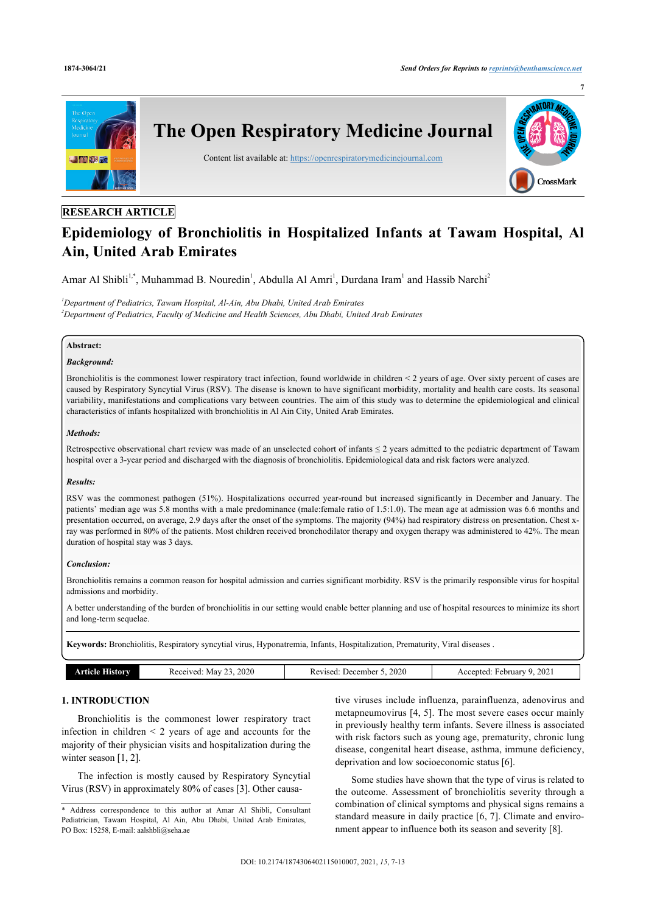RESEARCH ARTICLE

# Epidemiology of Bronchiolitis in Hospitalized Infants at Tawam Hospital, Al Ain, United Arab Emirates

Amar Al Shibli[1,*], Muhammad B. Nouredin[1], Abdulla Al Amri[1], Durdana Iram[1] and Hassib Narchi[2]

[1]*Department of Pediatrics, Tawam Hospital, Al-Ain, Abu Dhabi, United Arab Emirates*
[2]*Department of Pediatrics, Faculty of Medicine and Health Sciences, Abu Dhabi, United Arab Emirates*

**Abstract:**

***Background:***

Bronchiolitis is the commonest lower respiratory tract infection, found worldwide in children < 2 years of age. Over sixty percent of cases are caused by Respiratory Syncytial Virus (RSV). The disease is known to have significant morbidity, mortality and health care costs. Its seasonal variability, manifestations and complications vary between countries. The aim of this study was to determine the epidemiological and clinical characteristics of infants hospitalized with bronchiolitis in Al Ain City, United Arab Emirates.

***Methods:***

Retrospective observational chart review was made of an unselected cohort of infants ≤ 2 years admitted to the pediatric department of Tawam hospital over a 3-year period and discharged with the diagnosis of bronchiolitis. Epidemiological data and risk factors were analyzed.

***Results:***

RSV was the commonest pathogen (51%). Hospitalizations occurred year-round but increased significantly in December and January. The patients' median age was 5.8 months with a male predominance (male:female ratio of 1.5:1.0). The mean age at admission was 6.6 months and presentation occurred, on average, 2.9 days after the onset of the symptoms. The majority (94%) had respiratory distress on presentation. Chest x-ray was performed in 80% of the patients. Most children received bronchodilator therapy and oxygen therapy was administered to 42%. The mean duration of hospital stay was 3 days.

***Conclusion:***

Bronchiolitis remains a common reason for hospital admission and carries significant morbidity. RSV is the primarily responsible virus for hospital admissions and morbidity.

A better understanding of the burden of bronchiolitis in our setting would enable better planning and use of hospital resources to minimize its short and long-term sequelae.

**Keywords:** Bronchiolitis, Respiratory syncytial virus, Hyponatremia, Infants, Hospitalization, Prematurity, Viral diseases .

| Article History | Received: May 23, 2020 | Revised: December 5, 2020 | Accepted: February 9, 2021 |
|---|---|---|---|

## 1. INTRODUCTION

Bronchiolitis is the commonest lower respiratory tract infection in children < 2 years of age and accounts for the majority of their physician visits and hospitalization during the winter season [1, 2].

The infection is mostly caused by Respiratory Syncytial Virus (RSV) in approximately 80% of cases [3]. Other causative viruses include influenza, parainfluenza, adenovirus and metapneumovirus [4, 5]. The most severe cases occur mainly in previously healthy term infants. Severe illness is associated with risk factors such as young age, prematurity, chronic lung disease, congenital heart disease, asthma, immune deficiency, deprivation and low socioeconomic status [6].

Some studies have shown that the type of virus is related to the outcome. Assessment of bronchiolitis severity through a combination of clinical symptoms and physical signs remains a standard measure in daily practice [6, 7]. Climate and environment appear to influence both its season and severity [8].

* Address correspondence to this author at Amar Al Shibli, Consultant Pediatrician, Tawam Hospital, Al Ain, Abu Dhabi, United Arab Emirates, PO Box: 15258, E-mail: aalshbli@seha.ae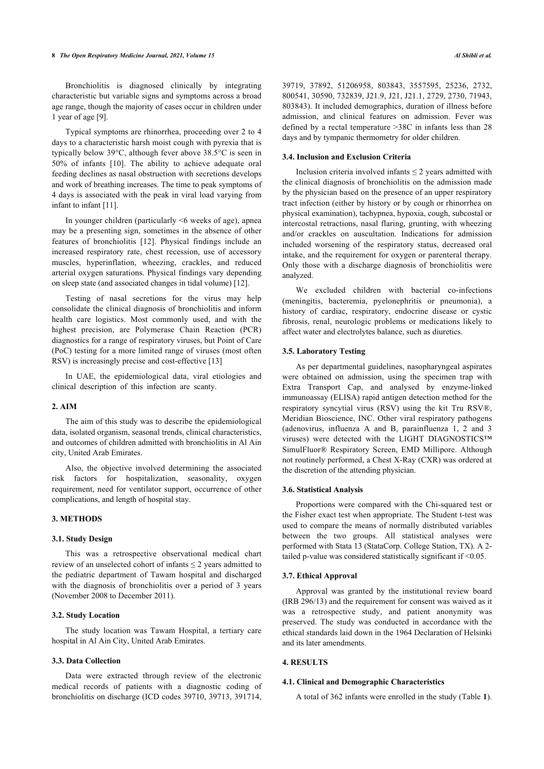Bronchiolitis is diagnosed clinically by integrating characteristic but variable signs and symptoms across a broad age range, though the majority of cases occur in children under 1 year of age [9].

Typical symptoms are rhinorrhea, proceeding over 2 to 4 days to a characteristic harsh moist cough with pyrexia that is typically below 39°C, although fever above 38.5°C is seen in 50% of infants [10]. The ability to achieve adequate oral feeding declines as nasal obstruction with secretions develops and work of breathing increases. The time to peak symptoms of 4 days is associated with the peak in viral load varying from infant to infant [11].

In younger children (particularly <6 weeks of age), apnea may be a presenting sign, sometimes in the absence of other features of bronchiolitis [12]. Physical findings include an increased respiratory rate, chest recession, use of accessory muscles, hyperinflation, wheezing, crackles, and reduced arterial oxygen saturations. Physical findings vary depending on sleep state (and associated changes in tidal volume) [12].

Testing of nasal secretions for the virus may help consolidate the clinical diagnosis of bronchiolitis and inform health care logistics. Most commonly used, and with the highest precision, are Polymerase Chain Reaction (PCR) diagnostics for a range of respiratory viruses, but Point of Care (PoC) testing for a more limited range of viruses (most often RSV) is increasingly precise and cost-effective [13]

In UAE, the epidemiological data, viral etiologies and clinical description of this infection are scanty.

## 2. AIM

The aim of this study was to describe the epidemiological data, isolated organism, seasonal trends, clinical characteristics, and outcomes of children admitted with bronchiolitis in Al Ain city, United Arab Emirates.

Also, the objective involved determining the associated risk factors for hospitalization, seasonality, oxygen requirement, need for ventilator support, occurrence of other complications, and length of hospital stay.

## 3. METHODS

### 3.1. Study Design

This was a retrospective observational medical chart review of an unselected cohort of infants ≤ 2 years admitted to the pediatric department of Tawam hospital and discharged with the diagnosis of bronchiolitis over a period of 3 years (November 2008 to December 2011).

### 3.2. Study Location

The study location was Tawam Hospital, a tertiary care hospital in Al Ain City, United Arab Emirates.

### 3.3. Data Collection

Data were extracted through review of the electronic medical records of patients with a diagnostic coding of bronchiolitis on discharge (ICD codes 39710, 39713, 391714, 39719, 37892, 51206958, 803843, 3557595, 25236, 2732, 800541, 30590, 732839, J21.9, J21, J21.1, 2729, 2730, 71943, 803843). It included demographics, duration of illness before admission, and clinical features on admission. Fever was defined by a rectal temperature >38C in infants less than 28 days and by tympanic thermometry for older children.

### 3.4. Inclusion and Exclusion Criteria

Inclusion criteria involved infants ≤ 2 years admitted with the clinical diagnosis of bronchiolitis on the admission made by the physician based on the presence of an upper respiratory tract infection (either by history or by cough or rhinorrhea on physical examination), tachypnea, hypoxia, cough, subcostal or intercostal retractions, nasal flaring, grunting, with wheezing and/or crackles on auscultation. Indications for admission included worsening of the respiratory status, decreased oral intake, and the requirement for oxygen or parenteral therapy. Only those with a discharge diagnosis of bronchiolitis were analyzed.

We excluded children with bacterial co-infections (meningitis, bacteremia, pyelonephritis or pneumonia), a history of cardiac, respiratory, endocrine disease or cystic fibrosis, renal, neurologic problems or medications likely to affect water and electrolytes balance, such as diuretics.

### 3.5. Laboratory Testing

As per departmental guidelines, nasopharyngeal aspirates were obtained on admission, using the specimen trap with Extra Transport Cap, and analysed by enzyme-linked immunoassay (ELISA) rapid antigen detection method for the respiratory syncytial virus (RSV) using the kit Tru RSV®, Meridian Bioscience, INC. Other viral respiratory pathogens (adenovirus, influenza A and B, parainfluenza 1, 2 and 3 viruses) were detected with the LIGHT DIAGNOSTICS™ SimulFluor® Respiratory Screen, EMD Millipore. Although not routinely performed, a Chest X-Ray (CXR) was ordered at the discretion of the attending physician.

### 3.6. Statistical Analysis

Proportions were compared with the Chi-squared test or the Fisher exact test when appropriate. The Student t-test was used to compare the means of normally distributed variables between the two groups. All statistical analyses were performed with Stata 13 (StataCorp. College Station, TX). A 2-tailed p-value was considered statistically significant if <0.05.

### 3.7. Ethical Approval

Approval was granted by the institutional review board (IRB 296/13) and the requirement for consent was waived as it was a retrospective study, and patient anonymity was preserved. The study was conducted in accordance with the ethical standards laid down in the 1964 Declaration of Helsinki and its later amendments.

## 4. RESULTS

### 4.1. Clinical and Demographic Characteristics

A total of 362 infants were enrolled in the study (Table **1**).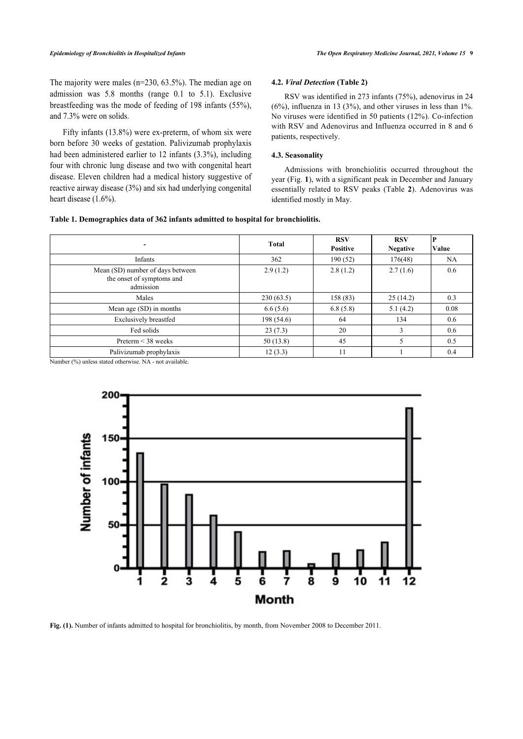The majority were males (n=230, 63.5%). The median age on admission was 5.8 months (range 0.1 to 5.1). Exclusive breastfeeding was the mode of feeding of 198 infants (55%), and 7.3% were on solids.

Fifty infants (13.8%) were ex-preterm, of whom six were born before 30 weeks of gestation. Palivizumab prophylaxis had been administered earlier to 12 infants (3.3%), including four with chronic lung disease and two with congenital heart disease. Eleven children had a medical history suggestive of reactive airway disease (3%) and six had underlying congenital heart disease (1.6%).

### 4.2. *Viral Detection* (Table 2)

RSV was identified in 273 infants (75%), adenovirus in 24 (6%), influenza in 13 (3%), and other viruses in less than 1%. No viruses were identified in 50 patients (12%). Co-infection with RSV and Adenovirus and Influenza occurred in 8 and 6 patients, respectively.

### 4.3. Seasonality

Admissions with bronchiolitis occurred throughout the year (Fig. **1**), with a significant peak in December and January essentially related to RSV peaks (Table **2**). Adenovirus was identified mostly in May.

**Table 1. Demographics data of 362 infants admitted to hospital for bronchiolitis.**

| - | Total | RSV Positive | RSV Negative | P Value |
|---|---|---|---|---|
| Infants | 362 | 190 (52) | 176(48) | NA |
| Mean (SD) number of days between the onset of symptoms and admission | 2.9 (1.2) | 2.8 (1.2) | 2.7 (1.6) | 0.6 |
| Males | 230 (63.5) | 158 (83) | 25 (14.2) | 0.3 |
| Mean age (SD) in months | 6.6 (5.6) | 6.8 (5.8) | 5.1 (4.2) | 0.08 |
| Exclusively breastfed | 198 (54.6) | 64 | 134 | 0.6 |
| Fed solids | 23 (7.3) | 20 | 3 | 0.6 |
| Preterm < 38 weeks | 50 (13.8) | 45 | 5 | 0.5 |
| Palivizumab prophylaxis | 12 (3.3) | 11 | 1 | 0.4 |

Number (%) unless stated otherwise. NA - not available.

**Fig. (1).** Number of infants admitted to hospital for bronchiolitis, by month, from November 2008 to December 2011.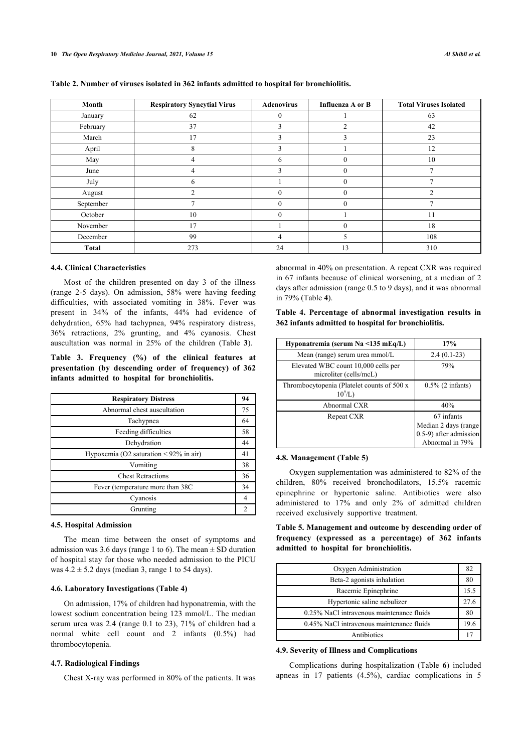**Table 2. Number of viruses isolated in 362 infants admitted to hospital for bronchiolitis.**

| Month | Respiratory Syncytial Virus | Adenovirus | Influenza A or B | Total Viruses Isolated |
|---|---|---|---|---|
| January | 62 | 0 | 1 | 63 |
| February | 37 | 3 | 2 | 42 |
| March | 17 | 3 | 3 | 23 |
| April | 8 | 3 | 1 | 12 |
| May | 4 | 6 | 0 | 10 |
| June | 4 | 3 | 0 | 7 |
| July | 6 | 1 | 0 | 7 |
| August | 2 | 0 | 0 | 2 |
| September | 7 | 0 | 0 | 7 |
| October | 10 | 0 | 1 | 11 |
| November | 17 | 1 | 0 | 18 |
| December | 99 | 4 | 5 | 108 |
| **Total** | 273 | 24 | 13 | 310 |

### 4.4. Clinical Characteristics

Most of the children presented on day 3 of the illness (range 2-5 days). On admission, 58% were having feeding difficulties, with associated vomiting in 38%. Fever was present in 34% of the infants, 44% had evidence of dehydration, 65% had tachypnea, 94% respiratory distress, 36% retractions, 2% grunting, and 4% cyanosis. Chest auscultation was normal in 25% of the children (Table **3**).

**Table 3. Frequency (%) of the clinical features at presentation (by descending order of frequency) of 362 infants admitted to hospital for bronchiolitis.**

| Respiratory Distress | 94 |
|---|---|
| Abnormal chest auscultation | 75 |
| Tachypnea | 64 |
| Feeding difficulties | 58 |
| Dehydration | 44 |
| Hypoxemia (O2 saturation < 92% in air) | 41 |
| Vomiting | 38 |
| Chest Retractions | 36 |
| Fever (temperature more than 38C | 34 |
| Cyanosis | 4 |
| Grunting | 2 |

### 4.5. Hospital Admission

The mean time between the onset of symptoms and admission was 3.6 days (range 1 to 6). The mean ± SD duration of hospital stay for those who needed admission to the PICU was 4.2 ± 5.2 days (median 3, range 1 to 54 days).

### 4.6. Laboratory Investigations (Table 4)

On admission, 17% of children had hyponatremia, with the lowest sodium concentration being 123 mmol/L. The median serum urea was 2.4 (range 0.1 to 23), 71% of children had a normal white cell count and 2 infants (0.5%) had thrombocytopenia.

### 4.7. Radiological Findings

Chest X-ray was performed in 80% of the patients. It was abnormal in 40% on presentation. A repeat CXR was required in 67 infants because of clinical worsening, at a median of 2 days after admission (range 0.5 to 9 days), and it was abnormal in 79% (Table **4**).

**Table 4. Percentage of abnormal investigation results in 362 infants admitted to hospital for bronchiolitis.**

| Hyponatremia (serum Na <135 mEq/L) | 17% |
|---|---|
| Mean (range) serum urea mmol/L | 2.4 (0.1-23) |
| Elevated WBC count 10,000 cells per microliter (cells/mcL) | 79% |
| Thrombocytopenia (Platelet counts of 500 x $10^9$/L) | 0.5% (2 infants) |
| Abnormal CXR | 40% |
| Repeat CXR | 67 infants Median 2 days (range 0.5-9) after admission Abnormal in 79% |

### 4.8. Management (Table 5)

Oxygen supplementation was administered to 82% of the children, 80% received bronchodilators, 15.5% racemic epinephrine or hypertonic saline. Antibiotics were also administered to 17% and only 2% of admitted children received exclusively supportive treatment.

**Table 5. Management and outcome by descending order of frequency (expressed as a percentage) of 362 infants admitted to hospital for bronchiolitis.**

| Oxygen Administration | 82 |
|---|---|
| Beta-2 agonists inhalation | 80 |
| Racemic Epinephrine | 15.5 |
| Hypertonic saline nebulizer | 27.6 |
| 0.25% NaCl intravenous maintenance fluids | 80 |
| 0.45% NaCl intravenous maintenance fluids | 19.6 |
| Antibiotics | 17 |

### 4.9. Severity of Illness and Complications

Complications during hospitalization (Table **6**) included apneas in 17 patients (4.5%), cardiac complications in 5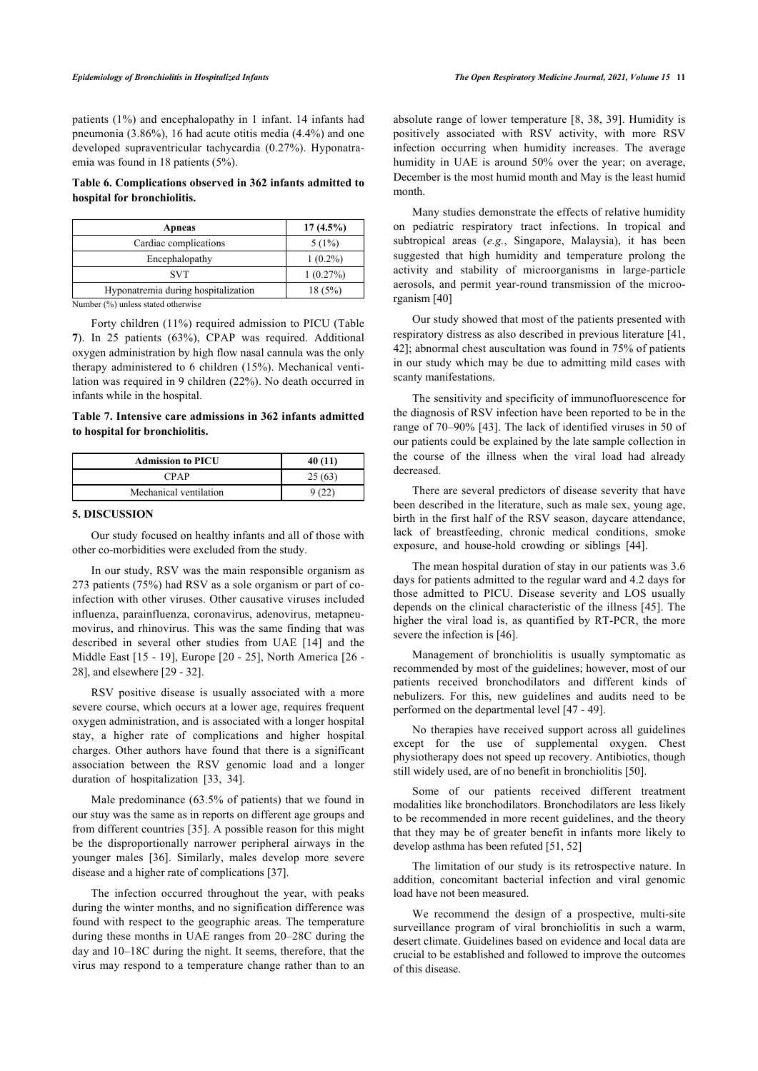patients (1%) and encephalopathy in 1 infant. 14 infants had pneumonia (3.86%), 16 had acute otitis media (4.4%) and one developed supraventricular tachycardia (0.27%). Hyponatremia was found in 18 patients (5%).

**Table 6. Complications observed in 362 infants admitted to hospital for bronchiolitis.**

| Apneas | 17 (4.5%) |
|---|---|
| Cardiac complications | 5 (1%) |
| Encephalopathy | 1 (0.2%) |
| SVT | 1 (0.27%) |
| Hyponatremia during hospitalization | 18 (5%) |

Number (%) unless stated otherwise

Forty children (11%) required admission to PICU (Table **7**). In 25 patients (63%), CPAP was required. Additional oxygen administration by high flow nasal cannula was the only therapy administered to 6 children (15%). Mechanical ventilation was required in 9 children (22%). No death occurred in infants while in the hospital.

**Table 7. Intensive care admissions in 362 infants admitted to hospital for bronchiolitis.**

| Admission to PICU | 40 (11) |
|---|---|
| CPAP | 25 (63) |
| Mechanical ventilation | 9 (22) |

## 5. DISCUSSION

Our study focused on healthy infants and all of those with other co-morbidities were excluded from the study.

In our study, RSV was the main responsible organism as 273 patients (75%) had RSV as a sole organism or part of co-infection with other viruses. Other causative viruses included influenza, parainfluenza, coronavirus, adenovirus, metapneumovirus, and rhinovirus. This was the same finding that was described in several other studies from UAE [14] and the Middle East [15 - 19], Europe [20 - 25], North America [26 - 28], and elsewhere [29 - 32].

RSV positive disease is usually associated with a more severe course, which occurs at a lower age, requires frequent oxygen administration, and is associated with a longer hospital stay, a higher rate of complications and higher hospital charges. Other authors have found that there is a significant association between the RSV genomic load and a longer duration of hospitalization [33, 34].

Male predominance (63.5% of patients) that we found in our stuy was the same as in reports on different age groups and from different countries [35]. A possible reason for this might be the disproportionally narrower peripheral airways in the younger males [36]. Similarly, males develop more severe disease and a higher rate of complications [37].

The infection occurred throughout the year, with peaks during the winter months, and no signification difference was found with respect to the geographic areas. The temperature during these months in UAE ranges from 20–28C during the day and 10–18C during the night. It seems, therefore, that the virus may respond to a temperature change rather than to an absolute range of lower temperature [8, 38, 39]. Humidity is positively associated with RSV activity, with more RSV infection occurring when humidity increases. The average humidity in UAE is around 50% over the year; on average, December is the most humid month and May is the least humid month.

Many studies demonstrate the effects of relative humidity on pediatric respiratory tract infections. In tropical and subtropical areas (*e.g.*, Singapore, Malaysia), it has been suggested that high humidity and temperature prolong the activity and stability of microorganisms in large-particle aerosols, and permit year-round transmission of the microorganism [40]

Our study showed that most of the patients presented with respiratory distress as also described in previous literature [41, 42]; abnormal chest auscultation was found in 75% of patients in our study which may be due to admitting mild cases with scanty manifestations.

The sensitivity and specificity of immunofluorescence for the diagnosis of RSV infection have been reported to be in the range of 70–90% [43]. The lack of identified viruses in 50 of our patients could be explained by the late sample collection in the course of the illness when the viral load had already decreased.

There are several predictors of disease severity that have been described in the literature, such as male sex, young age, birth in the first half of the RSV season, daycare attendance, lack of breastfeeding, chronic medical conditions, smoke exposure, and house-hold crowding or siblings [44].

The mean hospital duration of stay in our patients was 3.6 days for patients admitted to the regular ward and 4.2 days for those admitted to PICU. Disease severity and LOS usually depends on the clinical characteristic of the illness [45]. The higher the viral load is, as quantified by RT-PCR, the more severe the infection is [46].

Management of bronchiolitis is usually symptomatic as recommended by most of the guidelines; however, most of our patients received bronchodilators and different kinds of nebulizers. For this, new guidelines and audits need to be performed on the departmental level [47 - 49].

No therapies have received support across all guidelines except for the use of supplemental oxygen. Chest physiotherapy does not speed up recovery. Antibiotics, though still widely used, are of no benefit in bronchiolitis [50].

Some of our patients received different treatment modalities like bronchodilators. Bronchodilators are less likely to be recommended in more recent guidelines, and the theory that they may be of greater benefit in infants more likely to develop asthma has been refuted [51, 52]

The limitation of our study is its retrospective nature. In addition, concomitant bacterial infection and viral genomic load have not been measured.

We recommend the design of a prospective, multi-site surveillance program of viral bronchiolitis in such a warm, desert climate. Guidelines based on evidence and local data are crucial to be established and followed to improve the outcomes of this disease.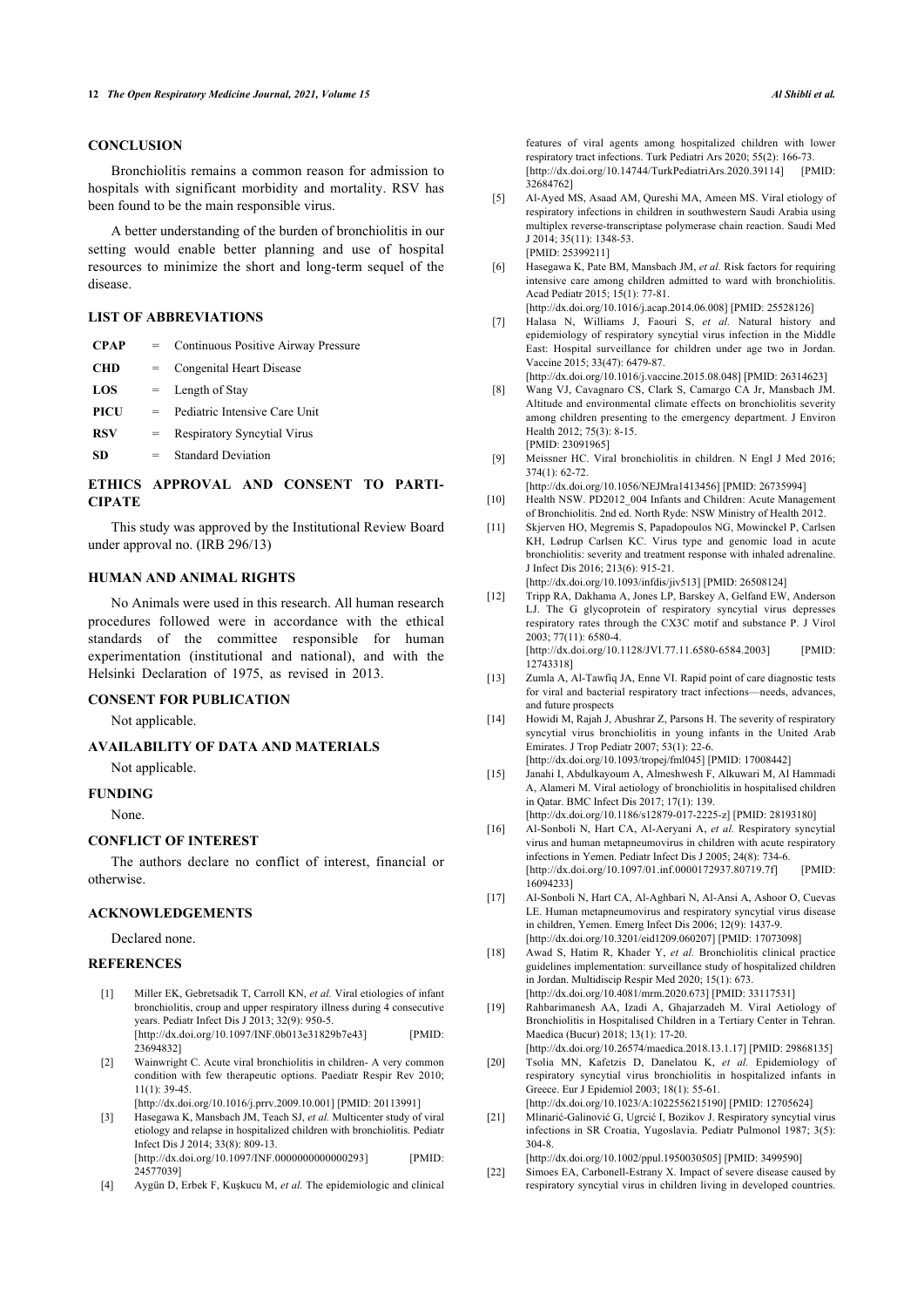## CONCLUSION

Bronchiolitis remains a common reason for admission to hospitals with significant morbidity and mortality. RSV has been found to be the main responsible virus.

A better understanding of the burden of bronchiolitis in our setting would enable better planning and use of hospital resources to minimize the short and long-term sequel of the disease.

## LIST OF ABBREVIATIONS

| | | |
|---|---|---|
| **CPAP** | = | Continuous Positive Airway Pressure |
| **CHD** | = | Congenital Heart Disease |
| **LOS** | = | Length of Stay |
| **PICU** | = | Pediatric Intensive Care Unit |
| **RSV** | = | Respiratory Syncytial Virus |
| **SD** | = | Standard Deviation |

## ETHICS APPROVAL AND CONSENT TO PARTICIPATE

This study was approved by the Institutional Review Board under approval no. (IRB 296/13)

## HUMAN AND ANIMAL RIGHTS

No Animals were used in this research. All human research procedures followed were in accordance with the ethical standards of the committee responsible for human experimentation (institutional and national), and with the Helsinki Declaration of 1975, as revised in 2013.

## CONSENT FOR PUBLICATION

Not applicable.

## AVAILABILITY OF DATA AND MATERIALS

Not applicable.

## FUNDING

None.

## CONFLICT OF INTEREST

The authors declare no conflict of interest, financial or otherwise.

## ACKNOWLEDGEMENTS

Declared none.

## REFERENCES

[1] Miller EK, Gebretsadik T, Carroll KN, *et al.* Viral etiologies of infant bronchiolitis, croup and upper respiratory illness during 4 consecutive years. Pediatr Infect Dis J 2013; 32(9): 950-5. [http://dx.doi.org/10.1097/INF.0b013e31829b7e43] [PMID: 23694832]

[2] Wainwright C. Acute viral bronchiolitis in children- A very common condition with few therapeutic options. Paediatr Respir Rev 2010; 11(1): 39-45. [http://dx.doi.org/10.1016/j.prrv.2009.10.001] [PMID: 20113991]

[3] Hasegawa K, Mansbach JM, Teach SJ, *et al.* Multicenter study of viral etiology and relapse in hospitalized children with bronchiolitis. Pediatr Infect Dis J 2014; 33(8): 809-13. [http://dx.doi.org/10.1097/INF.0000000000000293] [PMID: 24577039]

[4] Aygün D, Erbek F, Kuşkucu M, *et al.* The epidemiologic and clinical features of viral agents among hospitalized children with lower respiratory tract infections. Turk Pediatri Ars 2020; 55(2): 166-73. [http://dx.doi.org/10.14744/TurkPediatriArs.2020.39114] [PMID: 32684762]

[5] Al-Ayed MS, Asaad AM, Qureshi MA, Ameen MS. Viral etiology of respiratory infections in children in southwestern Saudi Arabia using multiplex reverse-transcriptase polymerase chain reaction. Saudi Med J 2014; 35(11): 1348-53. [PMID: 25399211]

[6] Hasegawa K, Pate BM, Mansbach JM, *et al.* Risk factors for requiring intensive care among children admitted to ward with bronchiolitis. Acad Pediatr 2015; 15(1): 77-81. [http://dx.doi.org/10.1016/j.acap.2014.06.008] [PMID: 25528126]

[7] Halasa N, Williams J, Faouri S, *et al.* Natural history and epidemiology of respiratory syncytial virus infection in the Middle East: Hospital surveillance for children under age two in Jordan. Vaccine 2015; 33(47): 6479-87. [http://dx.doi.org/10.1016/j.vaccine.2015.08.048] [PMID: 26314623]

[8] Wang VJ, Cavagnaro CS, Clark S, Camargo CA Jr, Mansbach JM. Altitude and environmental climate effects on bronchiolitis severity among children presenting to the emergency department. J Environ Health 2012; 75(3): 8-15. [PMID: 23091965]

[9] Meissner HC. Viral bronchiolitis in children. N Engl J Med 2016; 374(1): 62-72. [http://dx.doi.org/10.1056/NEJMra1413456] [PMID: 26735994]

[10] Health NSW. PD2012_004 Infants and Children: Acute Management of Bronchiolitis. 2nd ed. North Ryde: NSW Ministry of Health 2012.

[11] Skjerven HO, Megremis S, Papadopoulos NG, Mowinckel P, Carlsen KH, Lødrup Carlsen KC. Virus type and genomic load in acute bronchiolitis: severity and treatment response with inhaled adrenaline. J Infect Dis 2016; 213(6): 915-21. [http://dx.doi.org/10.1093/infdis/jiv513] [PMID: 26508124]

[12] Tripp RA, Dakhama A, Jones LP, Barskey A, Gelfand EW, Anderson LJ. The G glycoprotein of respiratory syncytial virus depresses respiratory rates through the CX3C motif and substance P. J Virol 2003; 77(11): 6580-4. [http://dx.doi.org/10.1128/JVI.77.11.6580-6584.2003] [PMID: 12743318]

[13] Zumla A, Al-Tawfiq JA, Enne VI. Rapid point of care diagnostic tests for viral and bacterial respiratory tract infections—needs, advances, and future prospects

[14] Howidi M, Rajah J, Abushrar Z, Parsons H. The severity of respiratory syncytial virus bronchiolitis in young infants in the United Arab Emirates. J Trop Pediatr 2007; 53(1): 22-6. [http://dx.doi.org/10.1093/tropej/fml045] [PMID: 17008442]

[15] Janahi I, Abdulkayoum A, Almeshwesh F, Alkuwari M, Al Hammadi A, Alameri M. Viral aetiology of bronchiolitis in hospitalised children in Qatar. BMC Infect Dis 2017; 17(1): 139. [http://dx.doi.org/10.1186/s12879-017-2225-z] [PMID: 28193180]

[16] Al-Sonboli N, Hart CA, Al-Aeryani A, *et al.* Respiratory syncytial virus and human metapneumovirus in children with acute respiratory infections in Yemen. Pediatr Infect Dis J 2005; 24(8): 734-6. [http://dx.doi.org/10.1097/01.inf.0000172937.80719.7f] [PMID: 16094233]

[17] Al-Sonboli N, Hart CA, Al-Aghbari N, Al-Ansi A, Ashoor O, Cuevas LE. Human metapneumovirus and respiratory syncytial virus disease in children, Yemen. Emerg Infect Dis 2006; 12(9): 1437-9. [http://dx.doi.org/10.3201/eid1209.060207] [PMID: 17073098]

[18] Awad S, Hatim R, Khader Y, *et al.* Bronchiolitis clinical practice guidelines implementation: surveillance study of hospitalized children in Jordan. Multidiscip Respir Med 2020; 15(1): 673. [http://dx.doi.org/10.4081/mrm.2020.673] [PMID: 33117531]

[19] Rahbarimanesh AA, Izadi A, Ghajarzadeh M. Viral Aetiology of Bronchiolitis in Hospitalised Children in a Tertiary Center in Tehran. Maedica (Bucur) 2018; 13(1): 17-20. [http://dx.doi.org/10.26574/maedica.2018.13.1.17] [PMID: 29868135]

[20] Tsolia MN, Kafetzis D, Danelatou K, *et al.* Epidemiology of respiratory syncytial virus bronchiolitis in hospitalized infants in Greece. Eur J Epidemiol 2003; 18(1): 55-61. [http://dx.doi.org/10.1023/A:1022556215190] [PMID: 12705624]

[21] Mlinarić-Galinović G, Ugrcić I, Bozikov J. Respiratory syncytial virus infections in SR Croatia, Yugoslavia. Pediatr Pulmonol 1987; 3(5): 304-8. [http://dx.doi.org/10.1002/ppul.1950030505] [PMID: 3499590]

[22] Simoes EA, Carbonell-Estrany X. Impact of severe disease caused by respiratory syncytial virus in children living in developed countries.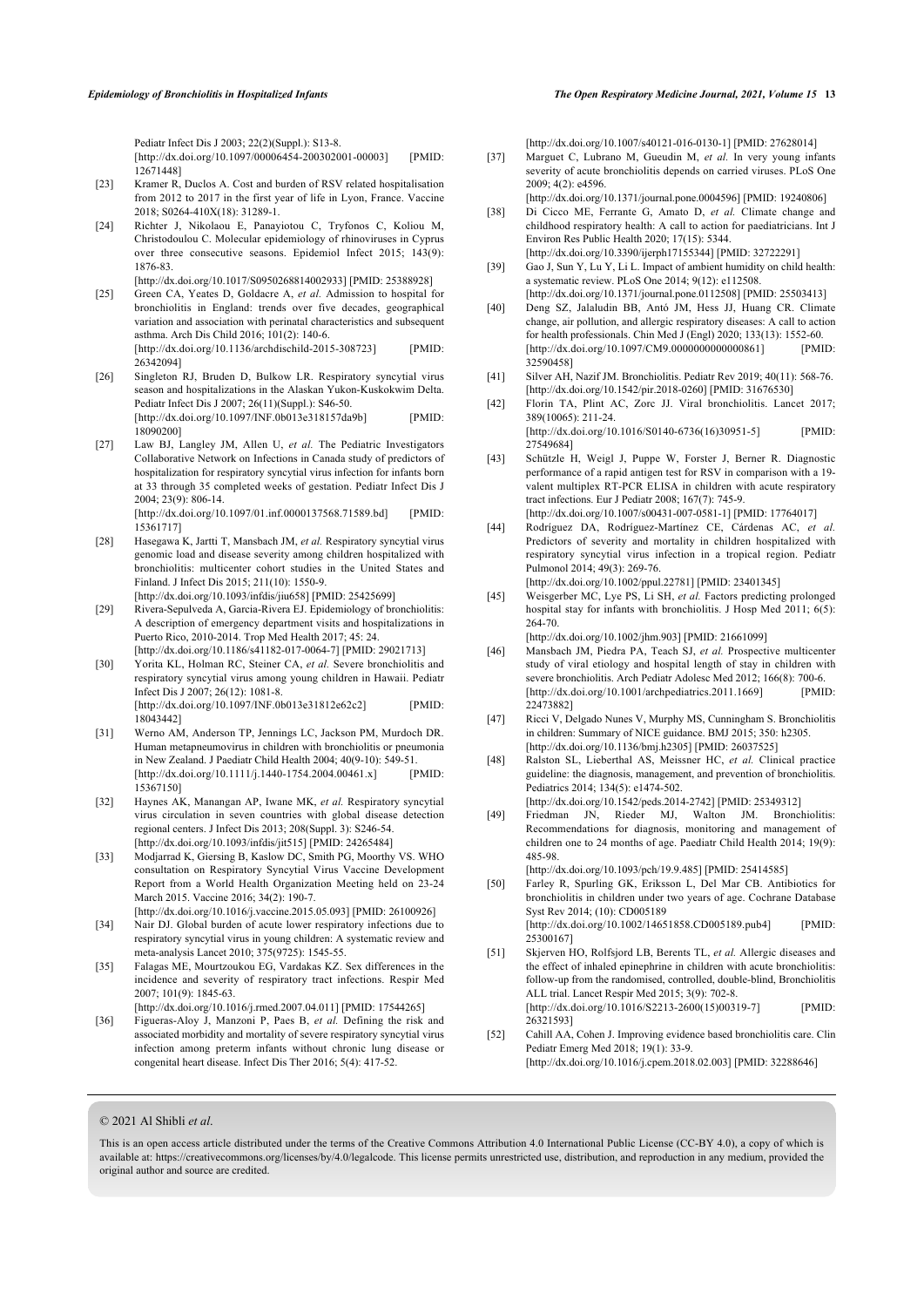Pediatr Infect Dis J 2003; 22(2)(Suppl.): S13-8.
[http://dx.doi.org/10.1097/00006454-200302001-00003] [PMID: 12671448]

[23] Kramer R, Duclos A. Cost and burden of RSV related hospitalisation from 2012 to 2017 in the first year of life in Lyon, France. Vaccine 2018; S0264-410X(18): 31289-1.

[24] Richter J, Nikolaou E, Panayiotou C, Tryfonos C, Koliou M, Christodoulou C. Molecular epidemiology of rhinoviruses in Cyprus over three consecutive seasons. Epidemiol Infect 2015; 143(9): 1876-83.
[http://dx.doi.org/10.1017/S0950268814002933] [PMID: 25388928]

[25] Green CA, Yeates D, Goldacre A, *et al.* Admission to hospital for bronchiolitis in England: trends over five decades, geographical variation and association with perinatal characteristics and subsequent asthma. Arch Dis Child 2016; 101(2): 140-6.
[http://dx.doi.org/10.1136/archdischild-2015-308723] [PMID: 26342094]

[26] Singleton RJ, Bruden D, Bulkow LR. Respiratory syncytial virus season and hospitalizations in the Alaskan Yukon-Kuskokwim Delta. Pediatr Infect Dis J 2007; 26(11)(Suppl.): S46-50.
[http://dx.doi.org/10.1097/INF.0b013e318157da9b] [PMID: 18090200]

[27] Law BJ, Langley JM, Allen U, *et al.* The Pediatric Investigators Collaborative Network on Infections in Canada study of predictors of hospitalization for respiratory syncytial virus infection for infants born at 33 through 35 completed weeks of gestation. Pediatr Infect Dis J 2004; 23(9): 806-14.
[http://dx.doi.org/10.1097/01.inf.0000137568.71589.bd] [PMID: 15361717]

[28] Hasegawa K, Jartti T, Mansbach JM, *et al.* Respiratory syncytial virus genomic load and disease severity among children hospitalized with bronchiolitis: multicenter cohort studies in the United States and Finland. J Infect Dis 2015; 211(10): 1550-9.
[http://dx.doi.org/10.1093/infdis/jiu658] [PMID: 25425699]

[29] Rivera-Sepulveda A, Garcia-Rivera EJ. Epidemiology of bronchiolitis: A description of emergency department visits and hospitalizations in Puerto Rico, 2010-2014. Trop Med Health 2017; 45: 24.
[http://dx.doi.org/10.1186/s41182-017-0064-7] [PMID: 29021713]

[30] Yorita KL, Holman RC, Steiner CA, *et al.* Severe bronchiolitis and respiratory syncytial virus among young children in Hawaii. Pediatr Infect Dis J 2007; 26(12): 1081-8.
[http://dx.doi.org/10.1097/INF.0b013e31812e62c2] [PMID: 18043442]

[31] Werno AM, Anderson TP, Jennings LC, Jackson PM, Murdoch DR. Human metapneumovirus in children with bronchiolitis or pneumonia in New Zealand. J Paediatr Child Health 2004; 40(9-10): 549-51.
[http://dx.doi.org/10.1111/j.1440-1754.2004.00461.x] [PMID: 15367150]

[32] Haynes AK, Manangan AP, Iwane MK, *et al.* Respiratory syncytial virus circulation in seven countries with global disease detection regional centers. J Infect Dis 2013; 208(Suppl. 3): S246-54.
[http://dx.doi.org/10.1093/infdis/jit515] [PMID: 24265484]

[33] Modjarrad K, Giersing B, Kaslow DC, Smith PG, Moorthy VS. WHO consultation on Respiratory Syncytial Virus Vaccine Development Report from a World Health Organization Meeting held on 23-24 March 2015. Vaccine 2016; 34(2): 190-7.
[http://dx.doi.org/10.1016/j.vaccine.2015.05.093] [PMID: 26100926]

[34] Nair DJ. Global burden of acute lower respiratory infections due to respiratory syncytial virus in young children: A systematic review and meta-analysis Lancet 2010; 375(9725): 1545-55.

[35] Falagas ME, Mourtzoukou EG, Vardakas KZ. Sex differences in the incidence and severity of respiratory tract infections. Respir Med 2007; 101(9): 1845-63.
[http://dx.doi.org/10.1016/j.rmed.2007.04.011] [PMID: 17544265]

[36] Figueras-Aloy J, Manzoni P, Paes B, *et al.* Defining the risk and associated morbidity and mortality of severe respiratory syncytial virus infection among preterm infants without chronic lung disease or congenital heart disease. Infect Dis Ther 2016; 5(4): 417-52.
[http://dx.doi.org/10.1007/s40121-016-0130-1] [PMID: 27628014]

[37] Marguet C, Lubrano M, Gueudin M, *et al.* In very young infants severity of acute bronchiolitis depends on carried viruses. PLoS One 2009; 4(2): e4596.
[http://dx.doi.org/10.1371/journal.pone.0004596] [PMID: 19240806]

[38] Di Cicco ME, Ferrante G, Amato D, *et al.* Climate change and childhood respiratory health: A call to action for paediatricians. Int J Environ Res Public Health 2020; 17(15): 5344.
[http://dx.doi.org/10.3390/ijerph17155344] [PMID: 32722291]

[39] Gao J, Sun Y, Lu Y, Li L. Impact of ambient humidity on child health: a systematic review. PLoS One 2014; 9(12): e112508.
[http://dx.doi.org/10.1371/journal.pone.0112508] [PMID: 25503413]

[40] Deng SZ, Jalaludin BB, Antó JM, Hess JJ, Huang CR. Climate change, air pollution, and allergic respiratory diseases: A call to action for health professionals. Chin Med J (Engl) 2020; 133(13): 1552-60.
[http://dx.doi.org/10.1097/CM9.0000000000000861] [PMID: 32590458]

[41] Silver AH, Nazif JM. Bronchiolitis. Pediatr Rev 2019; 40(11): 568-76.
[http://dx.doi.org/10.1542/pir.2018-0260] [PMID: 31676530]

[42] Florin TA, Plint AC, Zorc JJ. Viral bronchiolitis. Lancet 2017; 389(10065): 211-24.
[http://dx.doi.org/10.1016/S0140-6736(16)30951-5] [PMID: 27549684]

[43] Schützle H, Weigl J, Puppe W, Forster J, Berner R. Diagnostic performance of a rapid antigen test for RSV in comparison with a 19-valent multiplex RT-PCR ELISA in children with acute respiratory tract infections. Eur J Pediatr 2008; 167(7): 745-9.
[http://dx.doi.org/10.1007/s00431-007-0581-1] [PMID: 17764017]

[44] Rodríguez DA, Rodríguez-Martínez CE, Cárdenas AC, *et al.* Predictors of severity and mortality in children hospitalized with respiratory syncytial virus infection in a tropical region. Pediatr Pulmonol 2014; 49(3): 269-76.
[http://dx.doi.org/10.1002/ppul.22781] [PMID: 23401345]

[45] Weisgerber MC, Lye PS, Li SH, *et al.* Factors predicting prolonged hospital stay for infants with bronchiolitis. J Hosp Med 2011; 6(5): 264-70.
[http://dx.doi.org/10.1002/jhm.903] [PMID: 21661099]

[46] Mansbach JM, Piedra PA, Teach SJ, *et al.* Prospective multicenter study of viral etiology and hospital length of stay in children with severe bronchiolitis. Arch Pediatr Adolesc Med 2012; 166(8): 700-6.
[http://dx.doi.org/10.1001/archpediatrics.2011.1669] [PMID: 22473882]

[47] Ricci V, Delgado Nunes V, Murphy MS, Cunningham S. Bronchiolitis in children: Summary of NICE guidance. BMJ 2015; 350: h2305.
[http://dx.doi.org/10.1136/bmj.h2305] [PMID: 26037525]

[48] Ralston SL, Lieberthal AS, Meissner HC, *et al.* Clinical practice guideline: the diagnosis, management, and prevention of bronchiolitis. Pediatrics 2014; 134(5): e1474-502.
[http://dx.doi.org/10.1542/peds.2014-2742] [PMID: 25349312]

[49] Friedman JN, Rieder MJ, Walton JM. Bronchiolitis: Recommendations for diagnosis, monitoring and management of children one to 24 months of age. Paediatr Child Health 2014; 19(9): 485-98.
[http://dx.doi.org/10.1093/pch/19.9.485] [PMID: 25414585]

[50] Farley R, Spurling GK, Eriksson L, Del Mar CB. Antibiotics for bronchiolitis in children under two years of age. Cochrane Database Syst Rev 2014; (10): CD005189
[http://dx.doi.org/10.1002/14651858.CD005189.pub4] [PMID: 25300167]

[51] Skjerven HO, Rolfsjord LB, Berents TL, *et al.* Allergic diseases and the effect of inhaled epinephrine in children with acute bronchiolitis: follow-up from the randomised, controlled, double-blind, Bronchiolitis ALL trial. Lancet Respir Med 2015; 3(9): 702-8.
[http://dx.doi.org/10.1016/S2213-2600(15)00319-7] [PMID: 26321593]

[52] Cahill AA, Cohen J. Improving evidence based bronchiolitis care. Clin Pediatr Emerg Med 2018; 19(1): 33-9.
[http://dx.doi.org/10.1016/j.cpem.2018.02.003] [PMID: 32288646]

© 2021 Al Shibli *et al.*

This is an open access article distributed under the terms of the Creative Commons Attribution 4.0 International Public License (CC-BY 4.0), a copy of which is available at: https://creativecommons.org/licenses/by/4.0/legalcode. This license permits unrestricted use, distribution, and reproduction in any medium, provided the original author and source are credited.